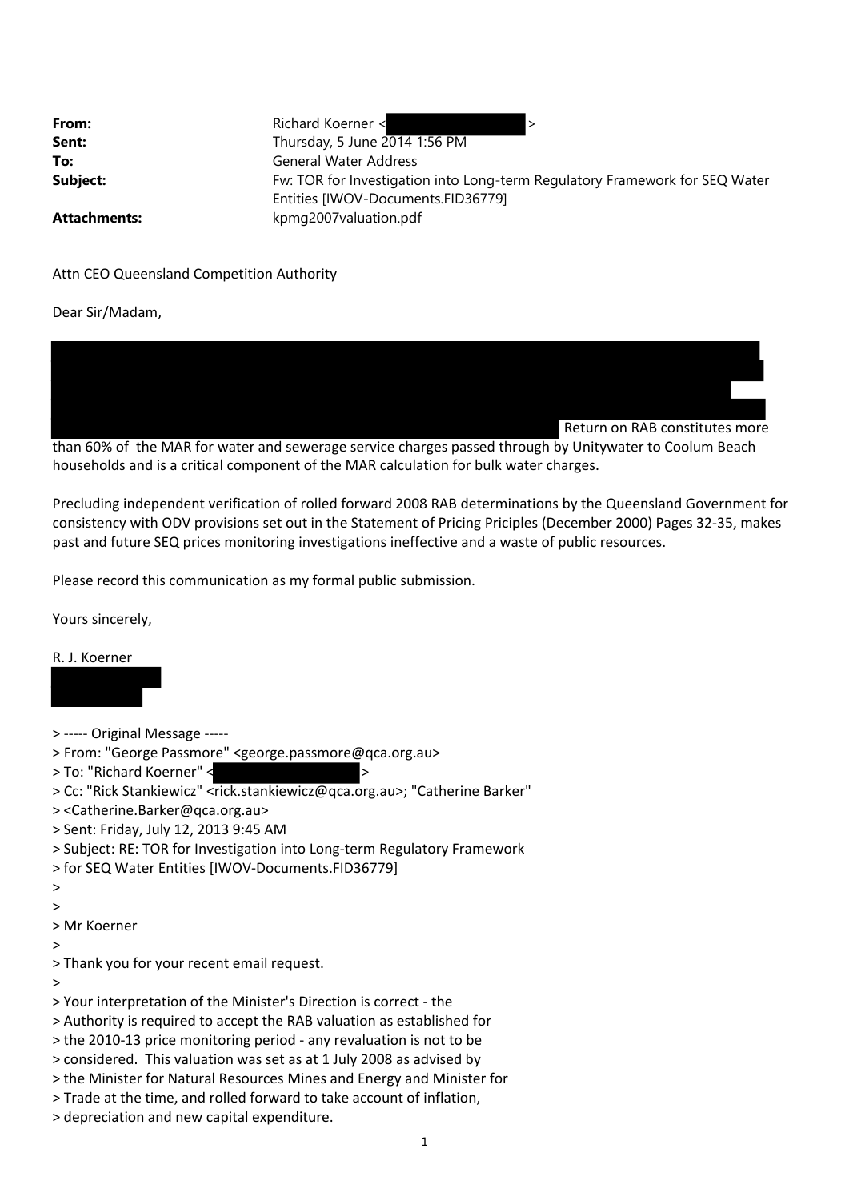| | |
|---|---|
| **From:** | Richard Koerner < > |
| **Sent:** | Thursday, 5 June 2014 1:56 PM |
| **To:** | General Water Address |
| **Subject:** | Fw: TOR for Investigation into Long-term Regulatory Framework for SEQ Water Entities [IWOV-Documents.FID36779] |
| **Attachments:** | kpmg2007valuation.pdf |

Attn CEO Queensland Competition Authority

Dear Sir/Madam,

Return on RAB constitutes more than 60% of the MAR for water and sewerage service charges passed through by Unitywater to Coolum Beach households and is a critical component of the MAR calculation for bulk water charges.

Precluding independent verification of rolled forward 2008 RAB determinations by the Queensland Government for consistency with ODV provisions set out in the Statement of Pricing Priciples (December 2000) Pages 32-35, makes past and future SEQ prices monitoring investigations ineffective and a waste of public resources.

Please record this communication as my formal public submission.

Yours sincerely,

R. J. Koerner

> ----- Original Message -----
> From: "George Passmore" <george.passmore@qca.org.au>
> To: "Richard Koerner" < >
> Cc: "Rick Stankiewicz" <rick.stankiewicz@qca.org.au>; "Catherine Barker"
> <Catherine.Barker@qca.org.au>
> Sent: Friday, July 12, 2013 9:45 AM
> Subject: RE: TOR for Investigation into Long-term Regulatory Framework
> for SEQ Water Entities [IWOV-Documents.FID36779]
>
>
> Mr Koerner
>
> Thank you for your recent email request.
>
> Your interpretation of the Minister's Direction is correct - the
> Authority is required to accept the RAB valuation as established for
> the 2010-13 price monitoring period - any revaluation is not to be
> considered. This valuation was set as at 1 July 2008 as advised by
> the Minister for Natural Resources Mines and Energy and Minister for
> Trade at the time, and rolled forward to take account of inflation,
> depreciation and new capital expenditure.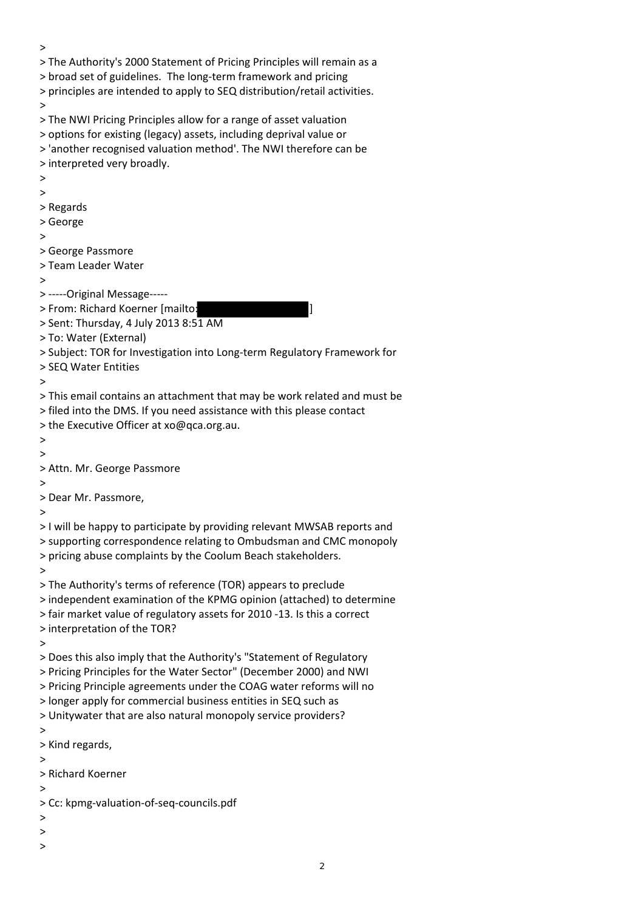>
> The Authority's 2000 Statement of Pricing Principles will remain as a
> broad set of guidelines.  The long-term framework and pricing
> principles are intended to apply to SEQ distribution/retail activities.
>
> The NWI Pricing Principles allow for a range of asset valuation
> options for existing (legacy) assets, including deprival value or
> 'another recognised valuation method'. The NWI therefore can be
> interpreted very broadly.
>
>
> Regards
> George
>
> George Passmore
> Team Leader Water
>
> -----Original Message-----
> From: Richard Koerner [mailto:                    ]
> Sent: Thursday, 4 July 2013 8:51 AM
> To: Water (External)
> Subject: TOR for Investigation into Long-term Regulatory Framework for
> SEQ Water Entities
>
> This email contains an attachment that may be work related and must be
> filed into the DMS. If you need assistance with this please contact
> the Executive Officer at xo@qca.org.au.
>
>
> Attn. Mr. George Passmore
>
> Dear Mr. Passmore,
>
> I will be happy to participate by providing relevant MWSAB reports and
> supporting correspondence relating to Ombudsman and CMC monopoly
> pricing abuse complaints by the Coolum Beach stakeholders.
>
> The Authority's terms of reference (TOR) appears to preclude
> independent examination of the KPMG opinion (attached) to determine
> fair market value of regulatory assets for 2010 -13. Is this a correct
> interpretation of the TOR?
>
> Does this also imply that the Authority's "Statement of Regulatory
> Pricing Principles for the Water Sector" (December 2000) and NWI
> Pricing Principle agreements under the COAG water reforms will no
> longer apply for commercial business entities in SEQ such as
> Unitywater that are also natural monopoly service providers?
>
> Kind regards,
>
> Richard Koerner
>
> Cc: kpmg-valuation-of-seq-councils.pdf
>
>
>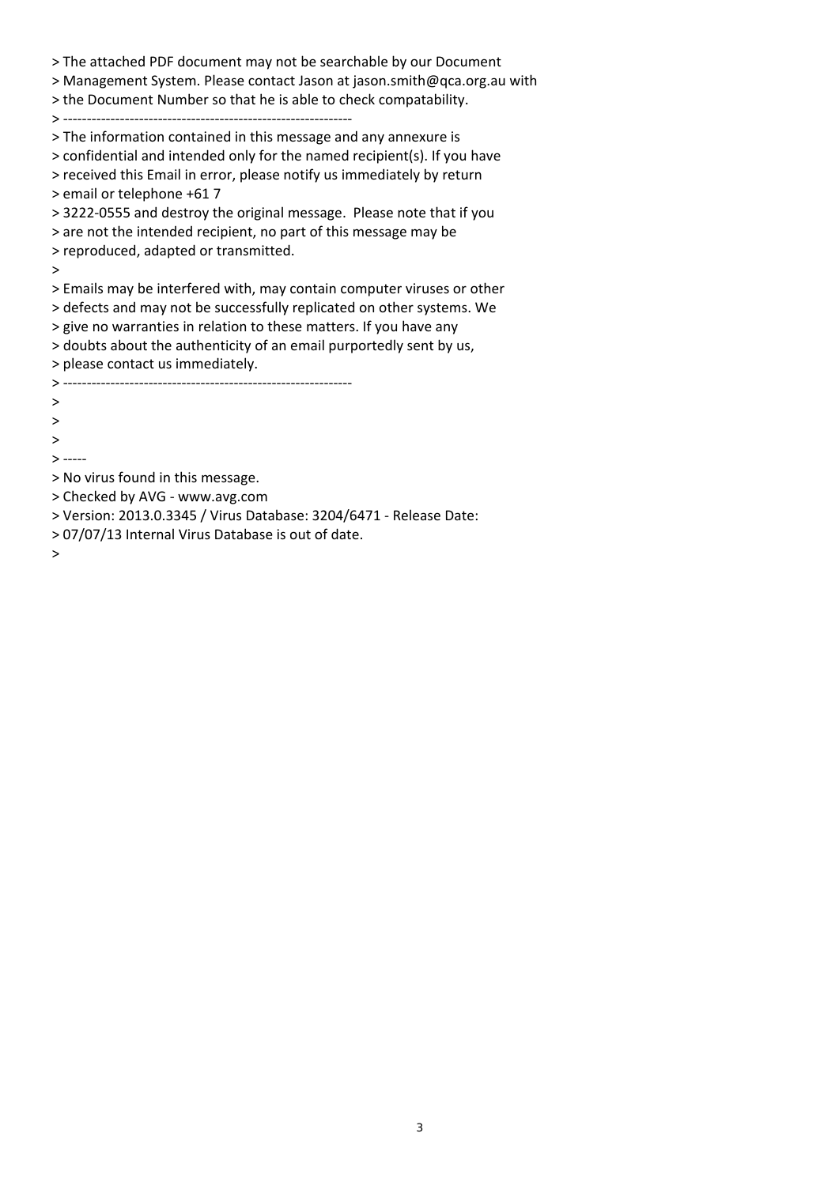> The attached PDF document may not be searchable by our Document
> Management System. Please contact Jason at jason.smith@qca.org.au with
> the Document Number so that he is able to check compatability.
> -------------------------------------------------------------
> The information contained in this message and any annexure is
> confidential and intended only for the named recipient(s). If you have
> received this Email in error, please notify us immediately by return
> email or telephone +61 7
> 3222-0555 and destroy the original message. Please note that if you
> are not the intended recipient, no part of this message may be
> reproduced, adapted or transmitted.
>
> Emails may be interfered with, may contain computer viruses or other
> defects and may not be successfully replicated on other systems. We
> give no warranties in relation to these matters. If you have any
> doubts about the authenticity of an email purportedly sent by us,
> please contact us immediately.
> -------------------------------------------------------------
>
>
>
> -----
> No virus found in this message.
> Checked by AVG - www.avg.com
> Version: 2013.0.3345 / Virus Database: 3204/6471 - Release Date:
> 07/07/13 Internal Virus Database is out of date.
>